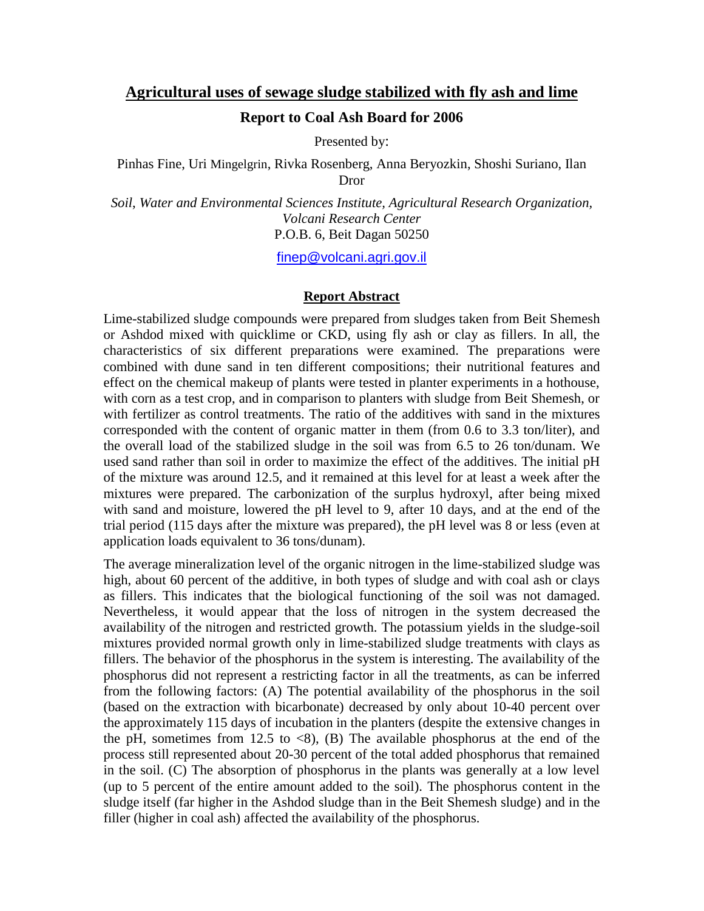# Agricultural uses of sewage sludge stabilized with fly ash and lime

## Report to Coal Ash Board for 2006

Presented by:

Pinhas Fine, Uri Mingelgrin, Rivka Rosenberg, Anna Beryozkin, Shoshi Suriano, Ilan Dror

*Soil, Water and Environmental Sciences Institute, Agricultural Research Organization, Volcani Research Center*
P.O.B. 6, Beit Dagan 50250

finep@volcani.agri.gov.il

### Report Abstract

Lime-stabilized sludge compounds were prepared from sludges taken from Beit Shemesh or Ashdod mixed with quicklime or CKD, using fly ash or clay as fillers. In all, the characteristics of six different preparations were examined. The preparations were combined with dune sand in ten different compositions; their nutritional features and effect on the chemical makeup of plants were tested in planter experiments in a hothouse, with corn as a test crop, and in comparison to planters with sludge from Beit Shemesh, or with fertilizer as control treatments. The ratio of the additives with sand in the mixtures corresponded with the content of organic matter in them (from 0.6 to 3.3 ton/liter), and the overall load of the stabilized sludge in the soil was from 6.5 to 26 ton/dunam. We used sand rather than soil in order to maximize the effect of the additives. The initial pH of the mixture was around 12.5, and it remained at this level for at least a week after the mixtures were prepared. The carbonization of the surplus hydroxyl, after being mixed with sand and moisture, lowered the pH level to 9, after 10 days, and at the end of the trial period (115 days after the mixture was prepared), the pH level was 8 or less (even at application loads equivalent to 36 tons/dunam).

The average mineralization level of the organic nitrogen in the lime-stabilized sludge was high, about 60 percent of the additive, in both types of sludge and with coal ash or clays as fillers. This indicates that the biological functioning of the soil was not damaged. Nevertheless, it would appear that the loss of nitrogen in the system decreased the availability of the nitrogen and restricted growth. The potassium yields in the sludge-soil mixtures provided normal growth only in lime-stabilized sludge treatments with clays as fillers. The behavior of the phosphorus in the system is interesting. The availability of the phosphorus did not represent a restricting factor in all the treatments, as can be inferred from the following factors: (A) The potential availability of the phosphorus in the soil (based on the extraction with bicarbonate) decreased by only about 10-40 percent over the approximately 115 days of incubation in the planters (despite the extensive changes in the pH, sometimes from 12.5 to <8), (B) The available phosphorus at the end of the process still represented about 20-30 percent of the total added phosphorus that remained in the soil. (C) The absorption of phosphorus in the plants was generally at a low level (up to 5 percent of the entire amount added to the soil). The phosphorus content in the sludge itself (far higher in the Ashdod sludge than in the Beit Shemesh sludge) and in the filler (higher in coal ash) affected the availability of the phosphorus.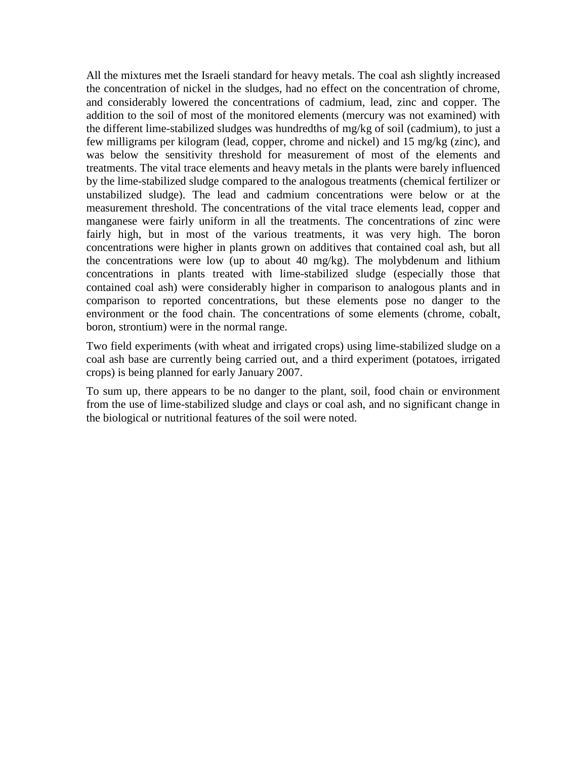All the mixtures met the Israeli standard for heavy metals. The coal ash slightly increased the concentration of nickel in the sludges, had no effect on the concentration of chrome, and considerably lowered the concentrations of cadmium, lead, zinc and copper. The addition to the soil of most of the monitored elements (mercury was not examined) with the different lime-stabilized sludges was hundredths of mg/kg of soil (cadmium), to just a few milligrams per kilogram (lead, copper, chrome and nickel) and 15 mg/kg (zinc), and was below the sensitivity threshold for measurement of most of the elements and treatments. The vital trace elements and heavy metals in the plants were barely influenced by the lime-stabilized sludge compared to the analogous treatments (chemical fertilizer or unstabilized sludge). The lead and cadmium concentrations were below or at the measurement threshold. The concentrations of the vital trace elements lead, copper and manganese were fairly uniform in all the treatments. The concentrations of zinc were fairly high, but in most of the various treatments, it was very high. The boron concentrations were higher in plants grown on additives that contained coal ash, but all the concentrations were low (up to about 40 mg/kg). The molybdenum and lithium concentrations in plants treated with lime-stabilized sludge (especially those that contained coal ash) were considerably higher in comparison to analogous plants and in comparison to reported concentrations, but these elements pose no danger to the environment or the food chain. The concentrations of some elements (chrome, cobalt, boron, strontium) were in the normal range.

Two field experiments (with wheat and irrigated crops) using lime-stabilized sludge on a coal ash base are currently being carried out, and a third experiment (potatoes, irrigated crops) is being planned for early January 2007.

To sum up, there appears to be no danger to the plant, soil, food chain or environment from the use of lime-stabilized sludge and clays or coal ash, and no significant change in the biological or nutritional features of the soil were noted.